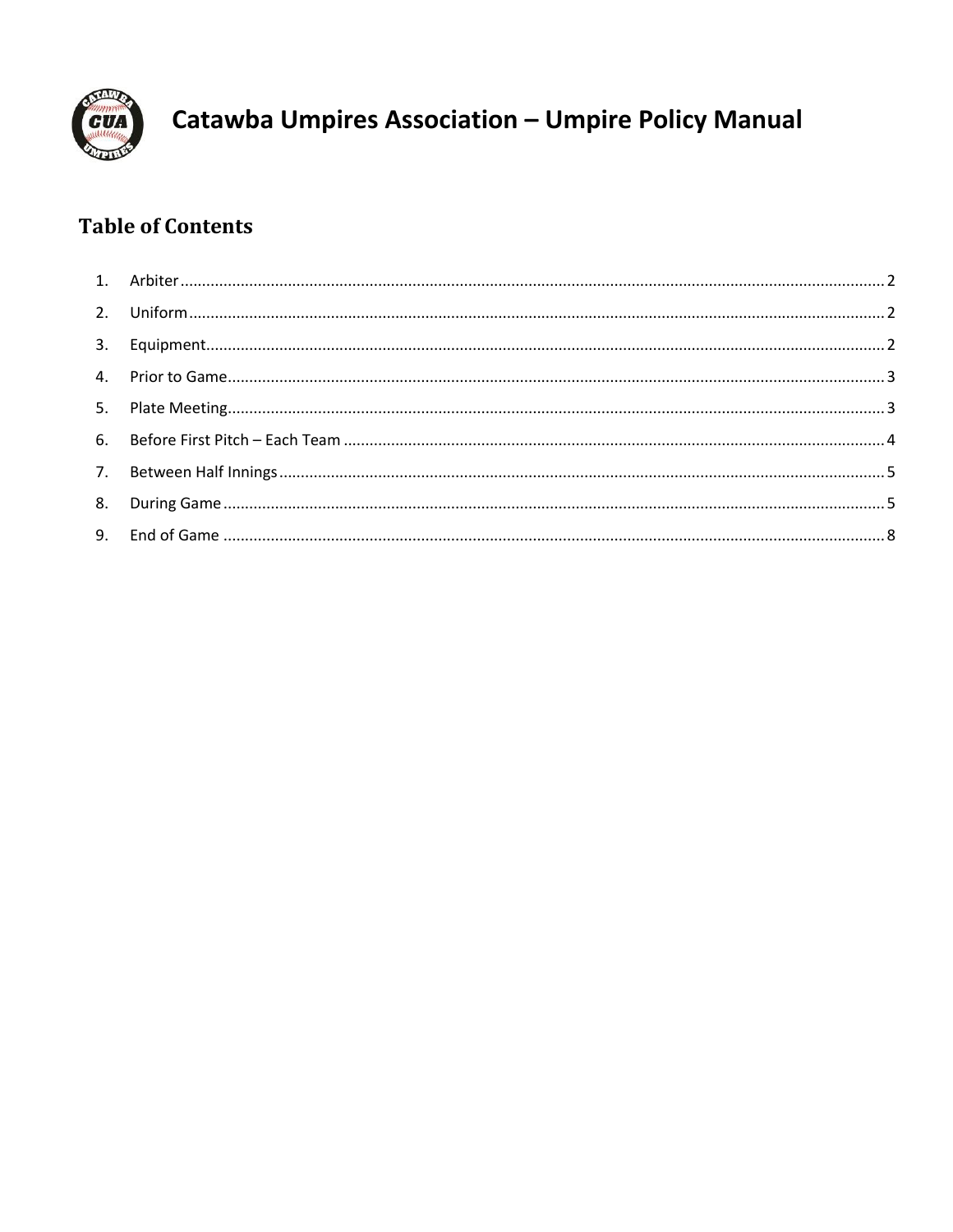# Catawba Umpires Association – Umpire Policy Manual

## Table of Contents

1. Arbiter .................................................. 2
2. Uniform .................................................. 2
3. Equipment .................................................. 2
4. Prior to Game .................................................. 3
5. Plate Meeting .................................................. 3
6. Before First Pitch – Each Team .................................................. 4
7. Between Half Innings .................................................. 5
8. During Game .................................................. 5
9. End of Game .................................................. 8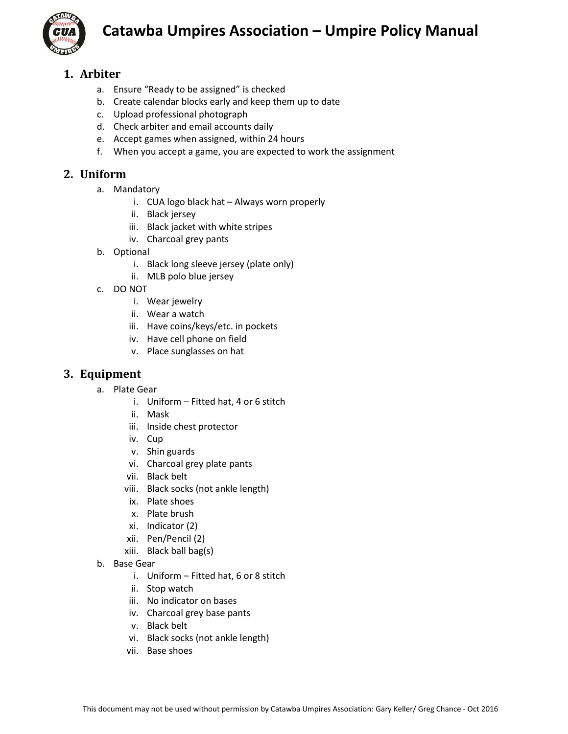# Catawba Umpires Association – Umpire Policy Manual

## 1. Arbiter

a. Ensure "Ready to be assigned" is checked
b. Create calendar blocks early and keep them up to date
c. Upload professional photograph
d. Check arbiter and email accounts daily
e. Accept games when assigned, within 24 hours
f. When you accept a game, you are expected to work the assignment

## 2. Uniform

a. Mandatory
   i. CUA logo black hat – Always worn properly
   ii. Black jersey
   iii. Black jacket with white stripes
   iv. Charcoal grey pants
b. Optional
   i. Black long sleeve jersey (plate only)
   ii. MLB polo blue jersey
c. DO NOT
   i. Wear jewelry
   ii. Wear a watch
   iii. Have coins/keys/etc. in pockets
   iv. Have cell phone on field
   v. Place sunglasses on hat

## 3. Equipment

a. Plate Gear
   i. Uniform – Fitted hat, 4 or 6 stitch
   ii. Mask
   iii. Inside chest protector
   iv. Cup
   v. Shin guards
   vi. Charcoal grey plate pants
   vii. Black belt
   viii. Black socks (not ankle length)
   ix. Plate shoes
   x. Plate brush
   xi. Indicator (2)
   xii. Pen/Pencil (2)
   xiii. Black ball bag(s)
b. Base Gear
   i. Uniform – Fitted hat, 6 or 8 stitch
   ii. Stop watch
   iii. No indicator on bases
   iv. Charcoal grey base pants
   v. Black belt
   vi. Black socks (not ankle length)
   vii. Base shoes

This document may not be used without permission by Catawba Umpires Association: Gary Keller/ Greg Chance - Oct 2016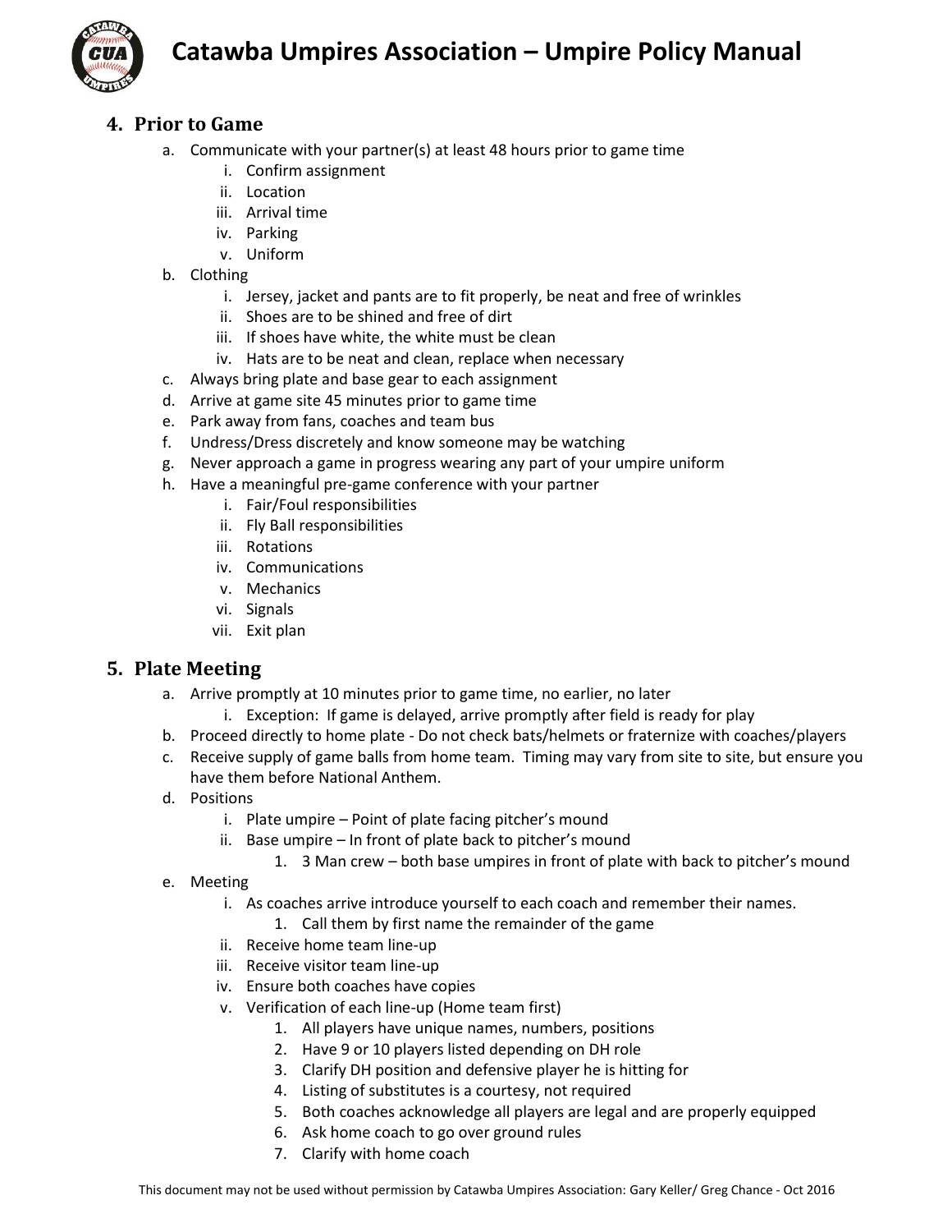## 4. Prior to Game

a. Communicate with your partner(s) at least 48 hours prior to game time
   i. Confirm assignment
   ii. Location
   iii. Arrival time
   iv. Parking
   v. Uniform

b. Clothing
   i. Jersey, jacket and pants are to fit properly, be neat and free of wrinkles
   ii. Shoes are to be shined and free of dirt
   iii. If shoes have white, the white must be clean
   iv. Hats are to be neat and clean, replace when necessary

c. Always bring plate and base gear to each assignment

d. Arrive at game site 45 minutes prior to game time

e. Park away from fans, coaches and team bus

f. Undress/Dress discretely and know someone may be watching

g. Never approach a game in progress wearing any part of your umpire uniform

h. Have a meaningful pre-game conference with your partner
   i. Fair/Foul responsibilities
   ii. Fly Ball responsibilities
   iii. Rotations
   iv. Communications
   v. Mechanics
   vi. Signals
   vii. Exit plan

## 5. Plate Meeting

a. Arrive promptly at 10 minutes prior to game time, no earlier, no later
   i. Exception: If game is delayed, arrive promptly after field is ready for play

b. Proceed directly to home plate - Do not check bats/helmets or fraternize with coaches/players

c. Receive supply of game balls from home team. Timing may vary from site to site, but ensure you have them before National Anthem.

d. Positions
   i. Plate umpire – Point of plate facing pitcher's mound
   ii. Base umpire – In front of plate back to pitcher's mound
      1. 3 Man crew – both base umpires in front of plate with back to pitcher's mound

e. Meeting
   i. As coaches arrive introduce yourself to each coach and remember their names.
      1. Call them by first name the remainder of the game
   ii. Receive home team line-up
   iii. Receive visitor team line-up
   iv. Ensure both coaches have copies
   v. Verification of each line-up (Home team first)
      1. All players have unique names, numbers, positions
      2. Have 9 or 10 players listed depending on DH role
      3. Clarify DH position and defensive player he is hitting for
      4. Listing of substitutes is a courtesy, not required
      5. Both coaches acknowledge all players are legal and are properly equipped
      6. Ask home coach to go over ground rules
      7. Clarify with home coach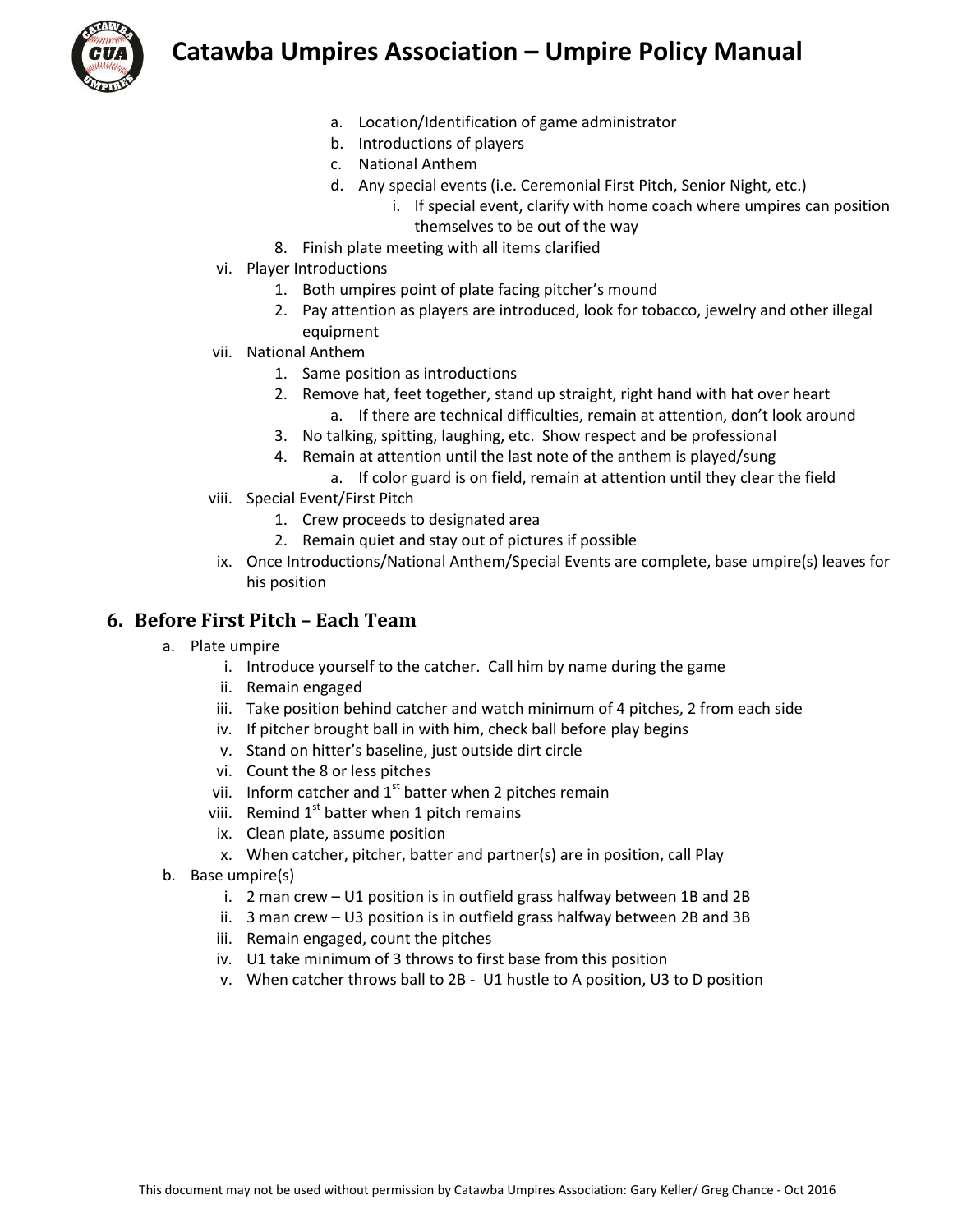a. Location/Identification of game administrator
b. Introductions of players
c. National Anthem
d. Any special events (i.e. Ceremonial First Pitch, Senior Night, etc.)
   i. If special event, clarify with home coach where umpires can position themselves to be out of the way

8. Finish plate meeting with all items clarified

vi. Player Introductions
   1. Both umpires point of plate facing pitcher's mound
   2. Pay attention as players are introduced, look for tobacco, jewelry and other illegal equipment

vii. National Anthem
   1. Same position as introductions
   2. Remove hat, feet together, stand up straight, right hand with hat over heart
      a. If there are technical difficulties, remain at attention, don't look around
   3. No talking, spitting, laughing, etc. Show respect and be professional
   4. Remain at attention until the last note of the anthem is played/sung
      a. If color guard is on field, remain at attention until they clear the field

viii. Special Event/First Pitch
   1. Crew proceeds to designated area
   2. Remain quiet and stay out of pictures if possible

ix. Once Introductions/National Anthem/Special Events are complete, base umpire(s) leaves for his position

## 6. Before First Pitch – Each Team

a. Plate umpire
   i. Introduce yourself to the catcher. Call him by name during the game
   ii. Remain engaged
   iii. Take position behind catcher and watch minimum of 4 pitches, 2 from each side
   iv. If pitcher brought ball in with him, check ball before play begins
   v. Stand on hitter's baseline, just outside dirt circle
   vi. Count the 8 or less pitches
   vii. Inform catcher and 1st batter when 2 pitches remain
   viii. Remind 1st batter when 1 pitch remains
   ix. Clean plate, assume position
   x. When catcher, pitcher, batter and partner(s) are in position, call Play

b. Base umpire(s)
   i. 2 man crew – U1 position is in outfield grass halfway between 1B and 2B
   ii. 3 man crew – U3 position is in outfield grass halfway between 2B and 3B
   iii. Remain engaged, count the pitches
   iv. U1 take minimum of 3 throws to first base from this position
   v. When catcher throws ball to 2B - U1 hustle to A position, U3 to D position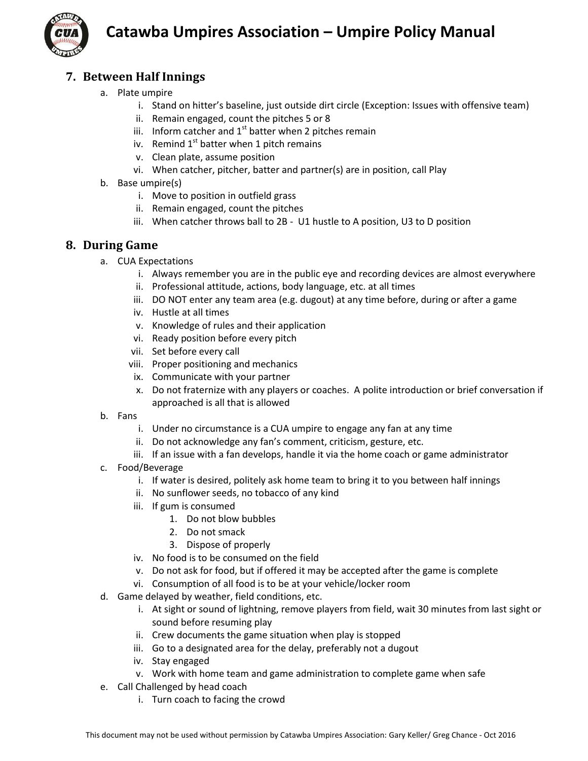## 7. Between Half Innings

a. Plate umpire
   i. Stand on hitter's baseline, just outside dirt circle (Exception: Issues with offensive team)
   ii. Remain engaged, count the pitches 5 or 8
   iii. Inform catcher and 1st batter when 2 pitches remain
   iv. Remind 1st batter when 1 pitch remains
   v. Clean plate, assume position
   vi. When catcher, pitcher, batter and partner(s) are in position, call Play

b. Base umpire(s)
   i. Move to position in outfield grass
   ii. Remain engaged, count the pitches
   iii. When catcher throws ball to 2B - U1 hustle to A position, U3 to D position

## 8. During Game

a. CUA Expectations
   i. Always remember you are in the public eye and recording devices are almost everywhere
   ii. Professional attitude, actions, body language, etc. at all times
   iii. DO NOT enter any team area (e.g. dugout) at any time before, during or after a game
   iv. Hustle at all times
   v. Knowledge of rules and their application
   vi. Ready position before every pitch
   vii. Set before every call
   viii. Proper positioning and mechanics
   ix. Communicate with your partner
   x. Do not fraternize with any players or coaches. A polite introduction or brief conversation if approached is all that is allowed

b. Fans
   i. Under no circumstance is a CUA umpire to engage any fan at any time
   ii. Do not acknowledge any fan's comment, criticism, gesture, etc.
   iii. If an issue with a fan develops, handle it via the home coach or game administrator

c. Food/Beverage
   i. If water is desired, politely ask home team to bring it to you between half innings
   ii. No sunflower seeds, no tobacco of any kind
   iii. If gum is consumed
      1. Do not blow bubbles
      2. Do not smack
      3. Dispose of properly
   iv. No food is to be consumed on the field
   v. Do not ask for food, but if offered it may be accepted after the game is complete
   vi. Consumption of all food is to be at your vehicle/locker room

d. Game delayed by weather, field conditions, etc.
   i. At sight or sound of lightning, remove players from field, wait 30 minutes from last sight or sound before resuming play
   ii. Crew documents the game situation when play is stopped
   iii. Go to a designated area for the delay, preferably not a dugout
   iv. Stay engaged
   v. Work with home team and game administration to complete game when safe

e. Call Challenged by head coach
   i. Turn coach to facing the crowd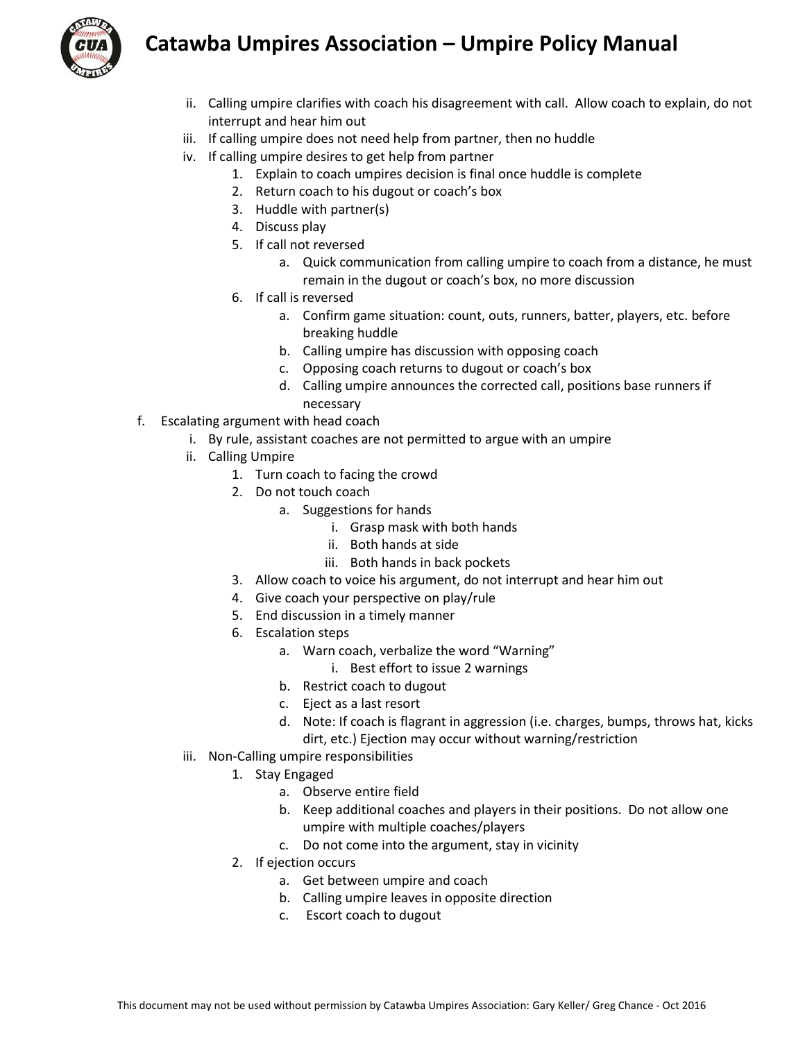ii. Calling umpire clarifies with coach his disagreement with call. Allow coach to explain, do not interrupt and hear him out

iii. If calling umpire does not need help from partner, then no huddle

iv. If calling umpire desires to get help from partner

1. Explain to coach umpires decision is final once huddle is complete
2. Return coach to his dugout or coach's box
3. Huddle with partner(s)
4. Discuss play
5. If call not reversed
    a. Quick communication from calling umpire to coach from a distance, he must remain in the dugout or coach's box, no more discussion
6. If call is reversed
    a. Confirm game situation: count, outs, runners, batter, players, etc. before breaking huddle
    b. Calling umpire has discussion with opposing coach
    c. Opposing coach returns to dugout or coach's box
    d. Calling umpire announces the corrected call, positions base runners if necessary

f. Escalating argument with head coach

i. By rule, assistant coaches are not permitted to argue with an umpire

ii. Calling Umpire

1. Turn coach to facing the crowd
2. Do not touch coach
    a. Suggestions for hands
        i. Grasp mask with both hands
        ii. Both hands at side
        iii. Both hands in back pockets
3. Allow coach to voice his argument, do not interrupt and hear him out
4. Give coach your perspective on play/rule
5. End discussion in a timely manner
6. Escalation steps
    a. Warn coach, verbalize the word "Warning"
        i. Best effort to issue 2 warnings
    b. Restrict coach to dugout
    c. Eject as a last resort
    d. Note: If coach is flagrant in aggression (i.e. charges, bumps, throws hat, kicks dirt, etc.) Ejection may occur without warning/restriction

iii. Non-Calling umpire responsibilities

1. Stay Engaged
    a. Observe entire field
    b. Keep additional coaches and players in their positions. Do not allow one umpire with multiple coaches/players
    c. Do not come into the argument, stay in vicinity
2. If ejection occurs
    a. Get between umpire and coach
    b. Calling umpire leaves in opposite direction
    c. Escort coach to dugout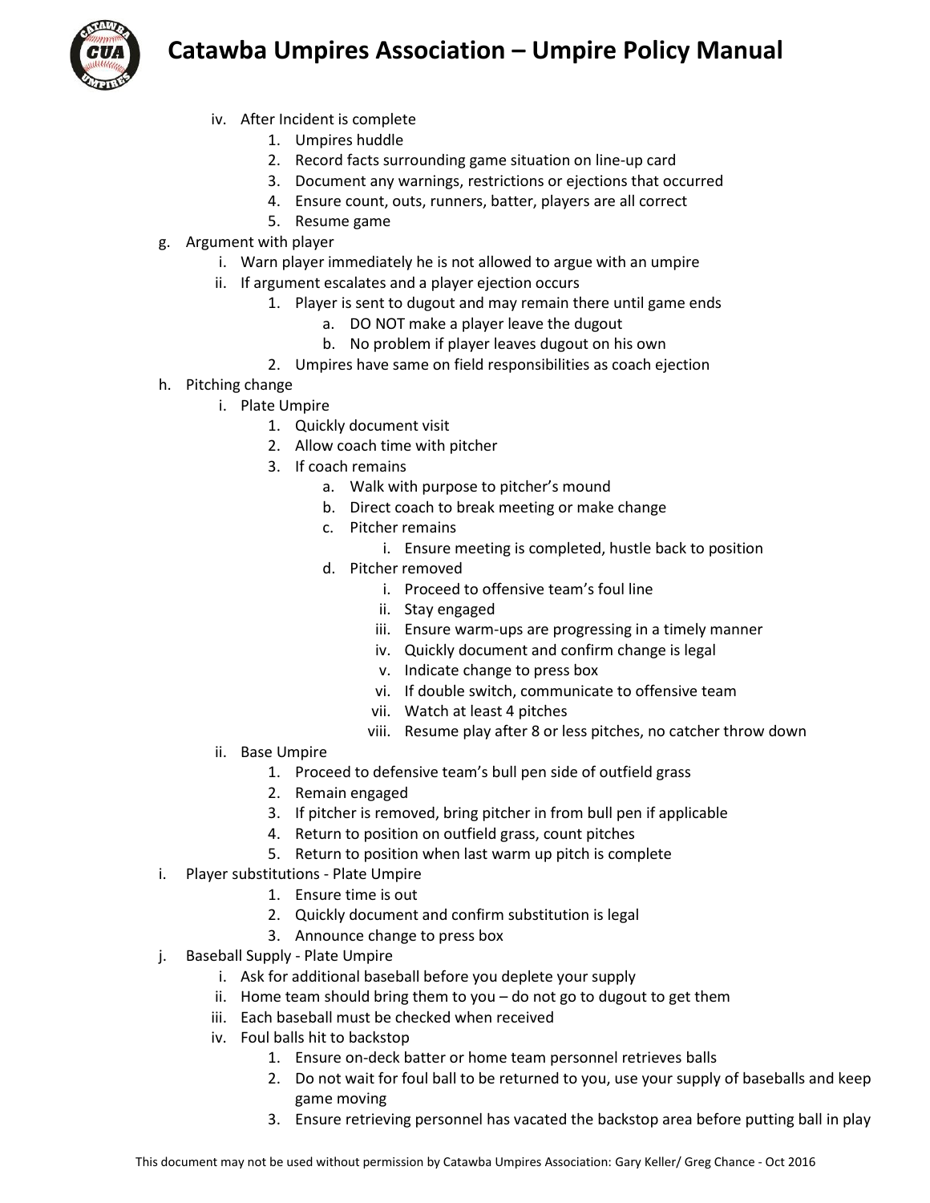- iv. After Incident is complete
    1. Umpires huddle
    2. Record facts surrounding game situation on line-up card
    3. Document any warnings, restrictions or ejections that occurred
    4. Ensure count, outs, runners, batter, players are all correct
    5. Resume game

g. Argument with player
- i. Warn player immediately he is not allowed to argue with an umpire
- ii. If argument escalates and a player ejection occurs
    1. Player is sent to dugout and may remain there until game ends
        - a. DO NOT make a player leave the dugout
        - b. No problem if player leaves dugout on his own
    2. Umpires have same on field responsibilities as coach ejection

h. Pitching change
- i. Plate Umpire
    1. Quickly document visit
    2. Allow coach time with pitcher
    3. If coach remains
        - a. Walk with purpose to pitcher's mound
        - b. Direct coach to break meeting or make change
        - c. Pitcher remains
            - i. Ensure meeting is completed, hustle back to position
        - d. Pitcher removed
            - i. Proceed to offensive team's foul line
            - ii. Stay engaged
            - iii. Ensure warm-ups are progressing in a timely manner
            - iv. Quickly document and confirm change is legal
            - v. Indicate change to press box
            - vi. If double switch, communicate to offensive team
            - vii. Watch at least 4 pitches
            - viii. Resume play after 8 or less pitches, no catcher throw down
- ii. Base Umpire
    1. Proceed to defensive team's bull pen side of outfield grass
    2. Remain engaged
    3. If pitcher is removed, bring pitcher in from bull pen if applicable
    4. Return to position on outfield grass, count pitches
    5. Return to position when last warm up pitch is complete

i. Player substitutions - Plate Umpire
1. Ensure time is out
2. Quickly document and confirm substitution is legal
3. Announce change to press box

j. Baseball Supply - Plate Umpire
- i. Ask for additional baseball before you deplete your supply
- ii. Home team should bring them to you – do not go to dugout to get them
- iii. Each baseball must be checked when received
- iv. Foul balls hit to backstop
    1. Ensure on-deck batter or home team personnel retrieves balls
    2. Do not wait for foul ball to be returned to you, use your supply of baseballs and keep game moving
    3. Ensure retrieving personnel has vacated the backstop area before putting ball in play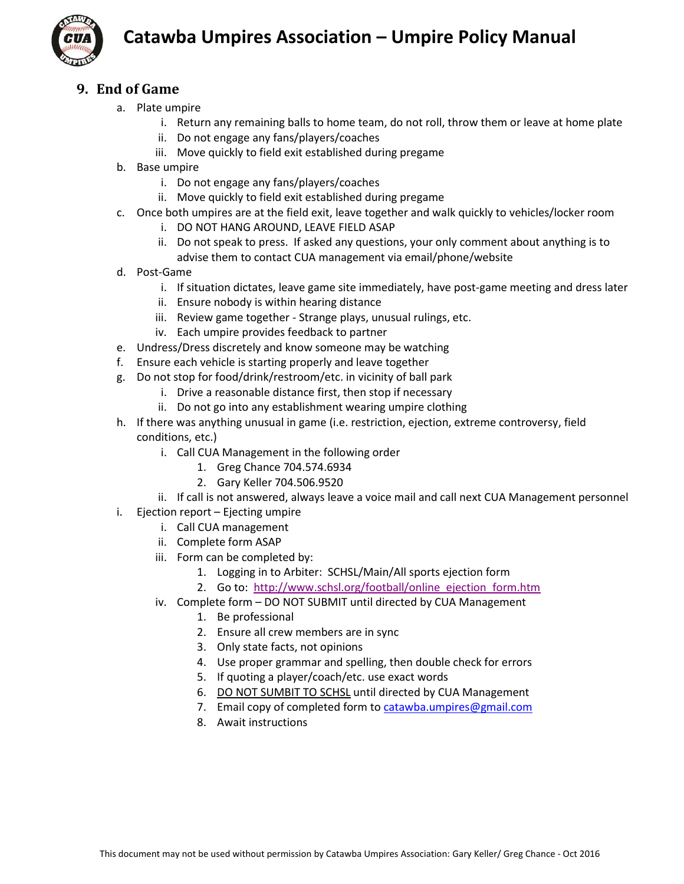## 9. End of Game

a. Plate umpire
   i. Return any remaining balls to home team, do not roll, throw them or leave at home plate
   ii. Do not engage any fans/players/coaches
   iii. Move quickly to field exit established during pregame
b. Base umpire
   i. Do not engage any fans/players/coaches
   ii. Move quickly to field exit established during pregame
c. Once both umpires are at the field exit, leave together and walk quickly to vehicles/locker room
   i. DO NOT HANG AROUND, LEAVE FIELD ASAP
   ii. Do not speak to press. If asked any questions, your only comment about anything is to advise them to contact CUA management via email/phone/website
d. Post-Game
   i. If situation dictates, leave game site immediately, have post-game meeting and dress later
   ii. Ensure nobody is within hearing distance
   iii. Review game together - Strange plays, unusual rulings, etc.
   iv. Each umpire provides feedback to partner
e. Undress/Dress discretely and know someone may be watching
f. Ensure each vehicle is starting properly and leave together
g. Do not stop for food/drink/restroom/etc. in vicinity of ball park
   i. Drive a reasonable distance first, then stop if necessary
   ii. Do not go into any establishment wearing umpire clothing
h. If there was anything unusual in game (i.e. restriction, ejection, extreme controversy, field conditions, etc.)
   i. Call CUA Management in the following order
      1. Greg Chance 704.574.6934
      2. Gary Keller 704.506.9520
   ii. If call is not answered, always leave a voice mail and call next CUA Management personnel
i. Ejection report – Ejecting umpire
   i. Call CUA management
   ii. Complete form ASAP
   iii. Form can be completed by:
      1. Logging in to Arbiter: SCHSL/Main/All sports ejection form
      2. Go to: [http://www.schsl.org/football/online_ejection_form.htm](http://www.schsl.org/football/online_ejection_form.htm)
   iv. Complete form – DO NOT SUBMIT until directed by CUA Management
      1. Be professional
      2. Ensure all crew members are in sync
      3. Only state facts, not opinions
      4. Use proper grammar and spelling, then double check for errors
      5. If quoting a player/coach/etc. use exact words
      6. <u>DO NOT SUMBIT TO SCHSL</u> until directed by CUA Management
      7. Email copy of completed form to [catawba.umpires@gmail.com](mailto:catawba.umpires@gmail.com)
      8. Await instructions